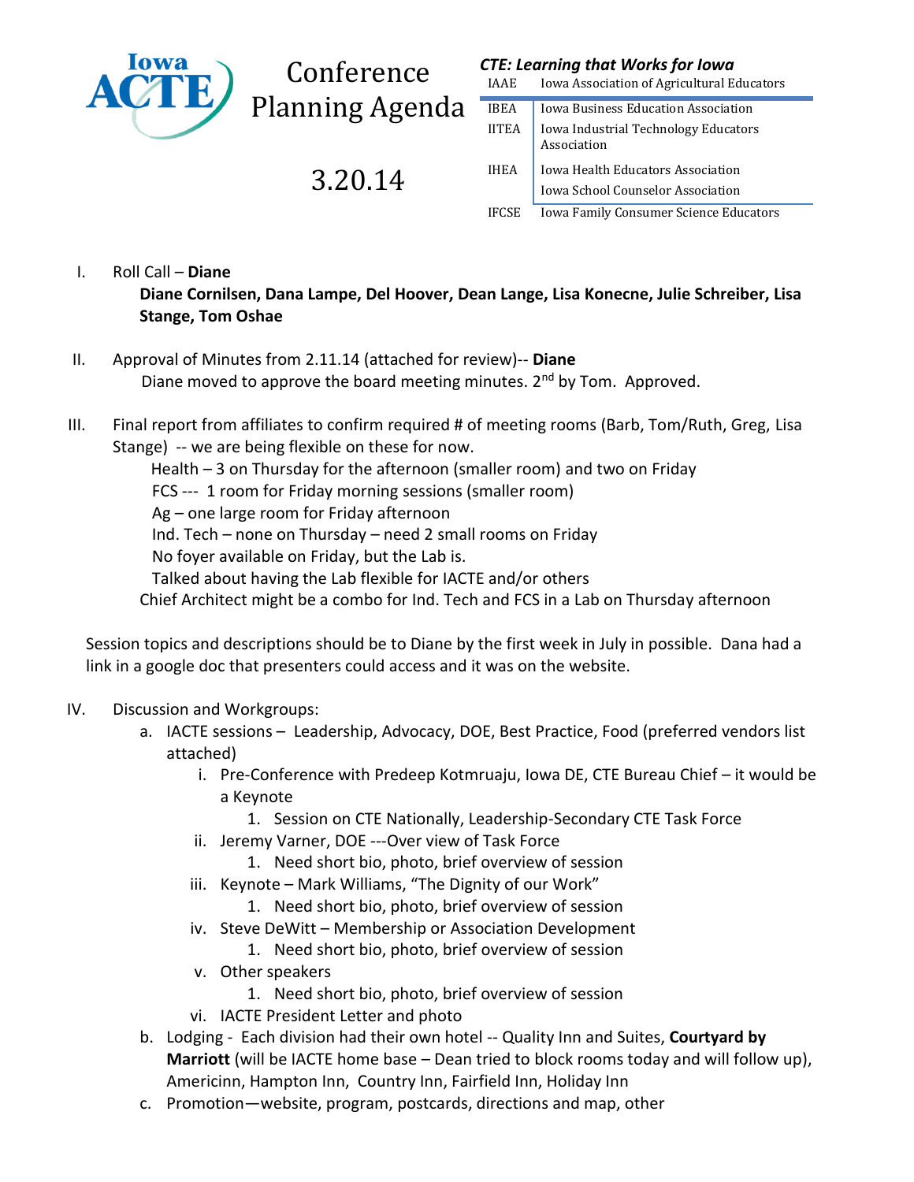# Conference Planning Agenda

## 3.20.14

***CTE: Learning that Works for Iowa***

| | |
|---|---|
| IAAE | Iowa Association of Agricultural Educators |
| IBEA | Iowa Business Education Association |
| IITEA | Iowa Industrial Technology Educators Association |
| IHEA | Iowa Health Educators Association |
| | Iowa School Counselor Association |
| IFCSE | Iowa Family Consumer Science Educators |

I. Roll Call – **Diane**
**Diane Cornilsen, Dana Lampe, Del Hoover, Dean Lange, Lisa Konecne, Julie Schreiber, Lisa Stange, Tom Oshae**

II. Approval of Minutes from 2.11.14 (attached for review)-- **Diane**
Diane moved to approve the board meeting minutes. 2nd by Tom. Approved.

III. Final report from affiliates to confirm required # of meeting rooms (Barb, Tom/Ruth, Greg, Lisa Stange) -- we are being flexible on these for now.
Health – 3 on Thursday for the afternoon (smaller room) and two on Friday
FCS --- 1 room for Friday morning sessions (smaller room)
Ag – one large room for Friday afternoon
Ind. Tech – none on Thursday – need 2 small rooms on Friday
No foyer available on Friday, but the Lab is.
Talked about having the Lab flexible for IACTE and/or others
Chief Architect might be a combo for Ind. Tech and FCS in a Lab on Thursday afternoon

Session topics and descriptions should be to Diane by the first week in July in possible. Dana had a link in a google doc that presenters could access and it was on the website.

IV. Discussion and Workgroups:
   a. IACTE sessions – Leadership, Advocacy, DOE, Best Practice, Food (preferred vendors list attached)
      i. Pre-Conference with Predeep Kotmruaju, Iowa DE, CTE Bureau Chief – it would be a Keynote
         1. Session on CTE Nationally, Leadership-Secondary CTE Task Force
      ii. Jeremy Varner, DOE ---Over view of Task Force
         1. Need short bio, photo, brief overview of session
      iii. Keynote – Mark Williams, "The Dignity of our Work"
         1. Need short bio, photo, brief overview of session
      iv. Steve DeWitt – Membership or Association Development
         1. Need short bio, photo, brief overview of session
      v. Other speakers
         1. Need short bio, photo, brief overview of session
      vi. IACTE President Letter and photo
   b. Lodging - Each division had their own hotel -- Quality Inn and Suites, **Courtyard by Marriott** (will be IACTE home base – Dean tried to block rooms today and will follow up), Americinn, Hampton Inn, Country Inn, Fairfield Inn, Holiday Inn
   c. Promotion—website, program, postcards, directions and map, other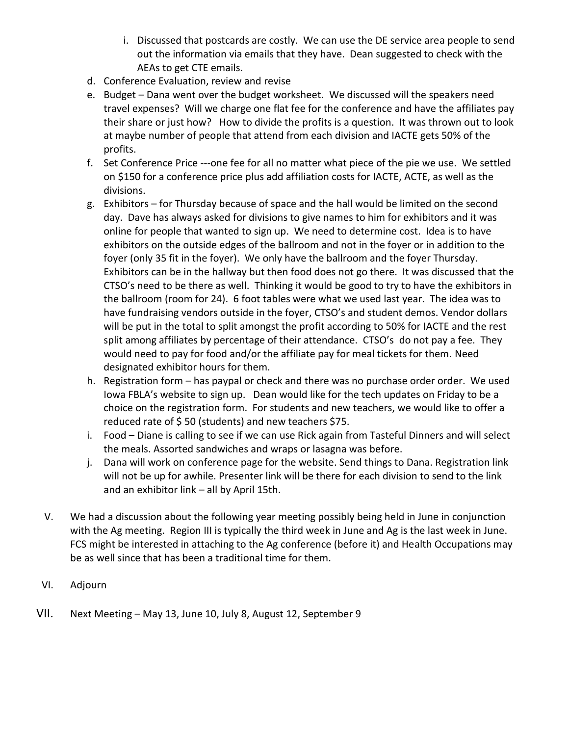i. Discussed that postcards are costly. We can use the DE service area people to send out the information via emails that they have. Dean suggested to check with the AEAs to get CTE emails.

   d. Conference Evaluation, review and revise
   e. Budget – Dana went over the budget worksheet. We discussed will the speakers need travel expenses? Will we charge one flat fee for the conference and have the affiliates pay their share or just how? How to divide the profits is a question. It was thrown out to look at maybe number of people that attend from each division and IACTE gets 50% of the profits.
   f. Set Conference Price ---one fee for all no matter what piece of the pie we use. We settled on $150 for a conference price plus add affiliation costs for IACTE, ACTE, as well as the divisions.
   g. Exhibitors – for Thursday because of space and the hall would be limited on the second day. Dave has always asked for divisions to give names to him for exhibitors and it was online for people that wanted to sign up. We need to determine cost. Idea is to have exhibitors on the outside edges of the ballroom and not in the foyer or in addition to the foyer (only 35 fit in the foyer). We only have the ballroom and the foyer Thursday. Exhibitors can be in the hallway but then food does not go there. It was discussed that the CTSO's need to be there as well. Thinking it would be good to try to have the exhibitors in the ballroom (room for 24). 6 foot tables were what we used last year. The idea was to have fundraising vendors outside in the foyer, CTSO's and student demos. Vendor dollars will be put in the total to split amongst the profit according to 50% for IACTE and the rest split among affiliates by percentage of their attendance. CTSO's do not pay a fee. They would need to pay for food and/or the affiliate pay for meal tickets for them. Need designated exhibitor hours for them.
   h. Registration form – has paypal or check and there was no purchase order order. We used Iowa FBLA's website to sign up. Dean would like for the tech updates on Friday to be a choice on the registration form. For students and new teachers, we would like to offer a reduced rate of $ 50 (students) and new teachers $75.
   i. Food – Diane is calling to see if we can use Rick again from Tasteful Dinners and will select the meals. Assorted sandwiches and wraps or lasagna was before.
   j. Dana will work on conference page for the website. Send things to Dana. Registration link will not be up for awhile. Presenter link will be there for each division to send to the link and an exhibitor link – all by April 15th.

V. We had a discussion about the following year meeting possibly being held in June in conjunction with the Ag meeting. Region III is typically the third week in June and Ag is the last week in June. FCS might be interested in attaching to the Ag conference (before it) and Health Occupations may be as well since that has been a traditional time for them.

VI. Adjourn

VII. Next Meeting – May 13, June 10, July 8, August 12, September 9